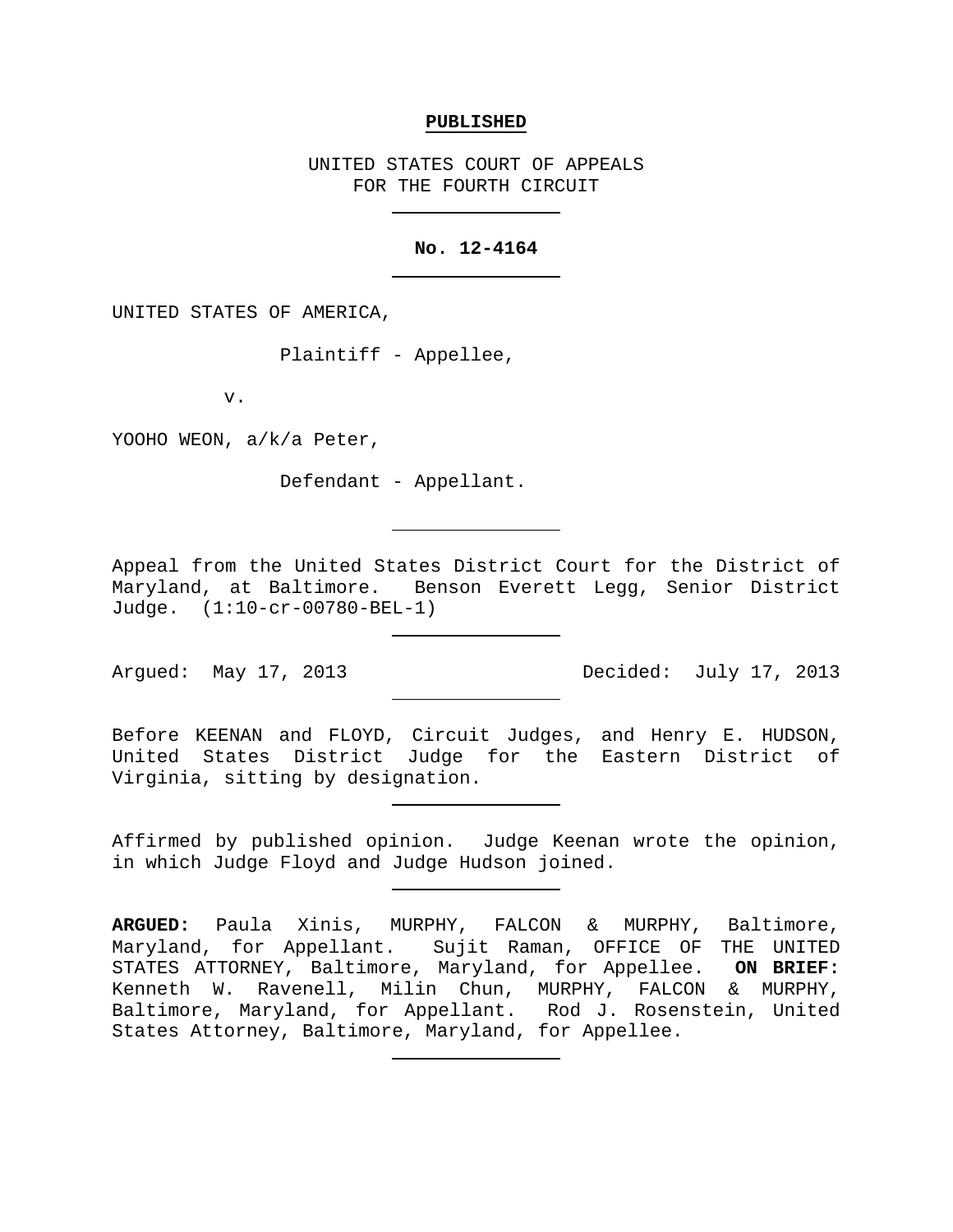**PUBLISHED**

UNITED STATES COURT OF APPEALS
FOR THE FOURTH CIRCUIT

---

**No. 12-4164**

---

UNITED STATES OF AMERICA,

Plaintiff - Appellee,

v.

YOOHO WEON, a/k/a Peter,

Defendant - Appellant.

---

Appeal from the United States District Court for the District of Maryland, at Baltimore. Benson Everett Legg, Senior District Judge. (1:10-cr-00780-BEL-1)

---

Argued: May 17, 2013 Decided: July 17, 2013

---

Before KEENAN and FLOYD, Circuit Judges, and Henry E. HUDSON, United States District Judge for the Eastern District of Virginia, sitting by designation.

---

Affirmed by published opinion. Judge Keenan wrote the opinion, in which Judge Floyd and Judge Hudson joined.

---

**ARGUED:** Paula Xinis, MURPHY, FALCON & MURPHY, Baltimore, Maryland, for Appellant. Sujit Raman, OFFICE OF THE UNITED STATES ATTORNEY, Baltimore, Maryland, for Appellee. **ON BRIEF:** Kenneth W. Ravenell, Milin Chun, MURPHY, FALCON & MURPHY, Baltimore, Maryland, for Appellant. Rod J. Rosenstein, United States Attorney, Baltimore, Maryland, for Appellee.

---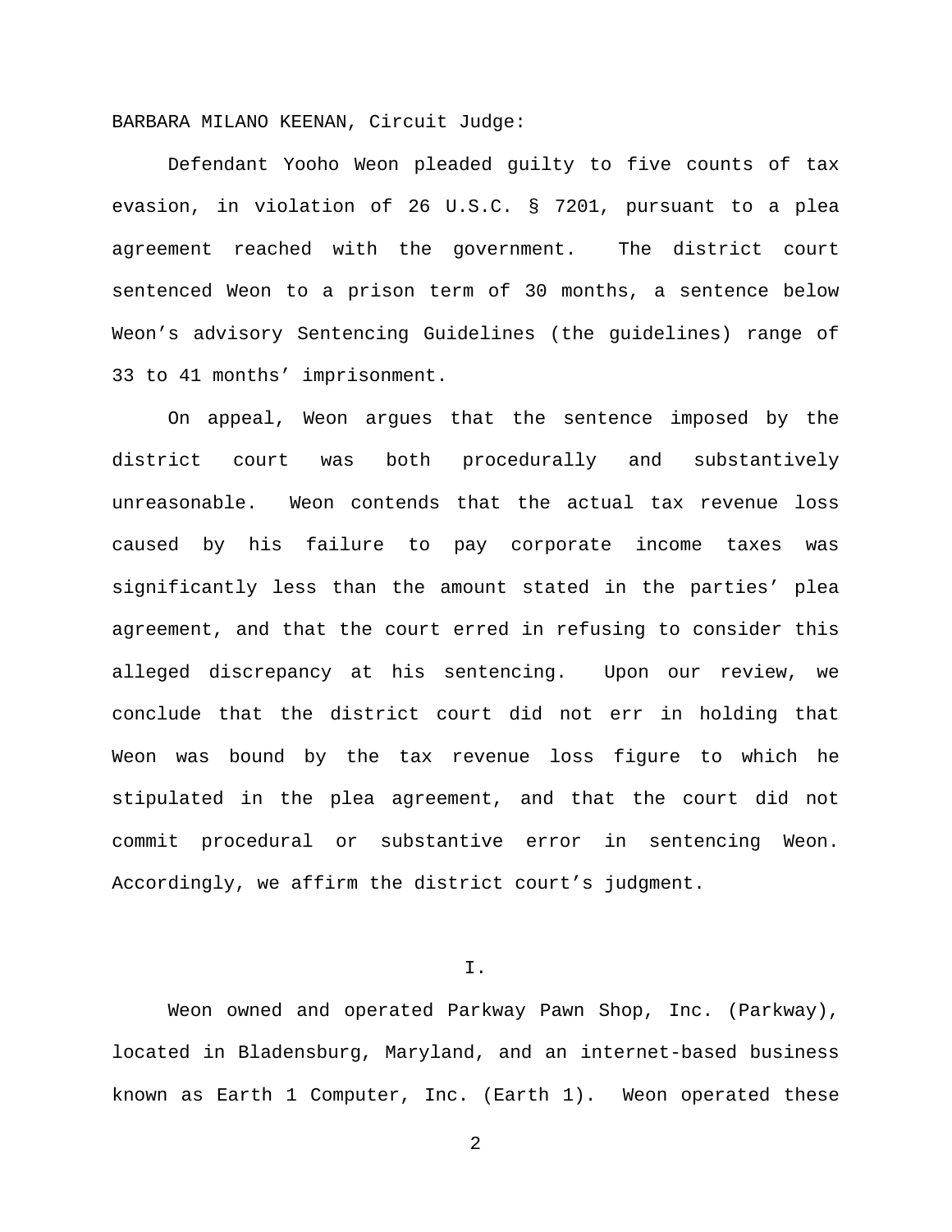BARBARA MILANO KEENAN, Circuit Judge:

Defendant Yooho Weon pleaded guilty to five counts of tax evasion, in violation of 26 U.S.C. § 7201, pursuant to a plea agreement reached with the government. The district court sentenced Weon to a prison term of 30 months, a sentence below Weon's advisory Sentencing Guidelines (the guidelines) range of 33 to 41 months' imprisonment.

On appeal, Weon argues that the sentence imposed by the district court was both procedurally and substantively unreasonable. Weon contends that the actual tax revenue loss caused by his failure to pay corporate income taxes was significantly less than the amount stated in the parties' plea agreement, and that the court erred in refusing to consider this alleged discrepancy at his sentencing. Upon our review, we conclude that the district court did not err in holding that Weon was bound by the tax revenue loss figure to which he stipulated in the plea agreement, and that the court did not commit procedural or substantive error in sentencing Weon. Accordingly, we affirm the district court's judgment.

## I.

Weon owned and operated Parkway Pawn Shop, Inc. (Parkway), located in Bladensburg, Maryland, and an internet-based business known as Earth 1 Computer, Inc. (Earth 1). Weon operated these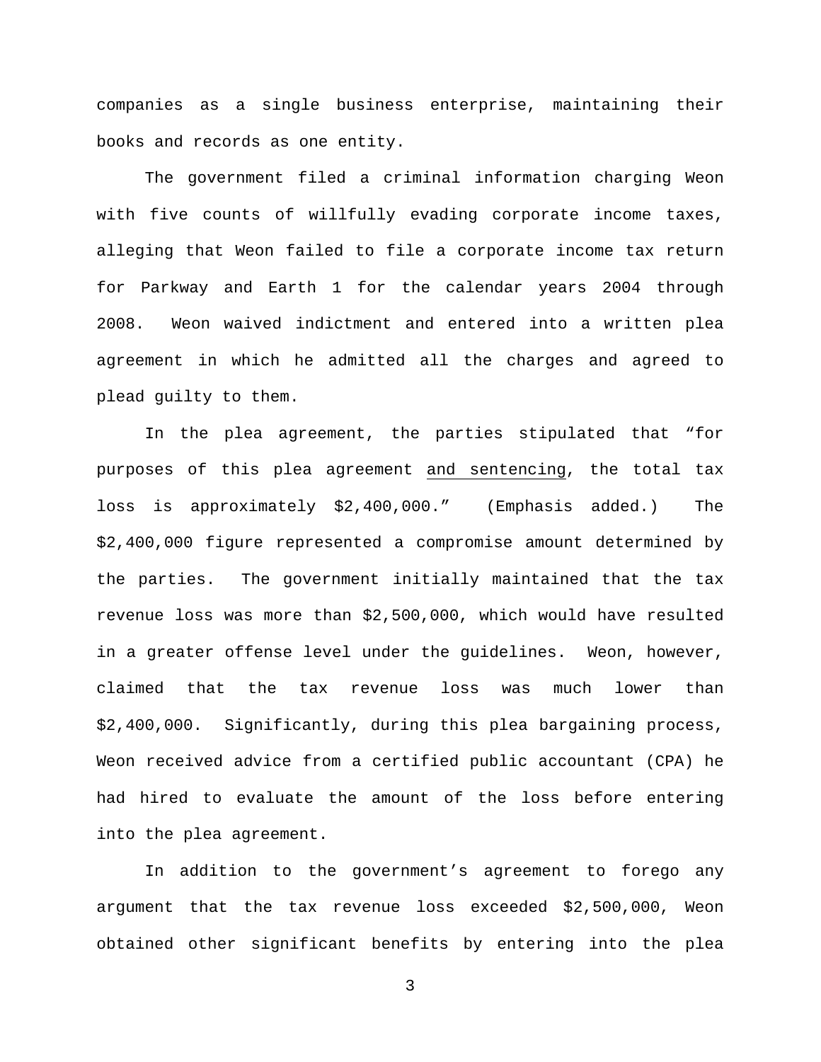companies as a single business enterprise, maintaining their books and records as one entity.

The government filed a criminal information charging Weon with five counts of willfully evading corporate income taxes, alleging that Weon failed to file a corporate income tax return for Parkway and Earth 1 for the calendar years 2004 through 2008. Weon waived indictment and entered into a written plea agreement in which he admitted all the charges and agreed to plead guilty to them.

In the plea agreement, the parties stipulated that "for purposes of this plea agreement <u>and sentencing</u>, the total tax loss is approximately $2,400,000." (Emphasis added.) The $2,400,000 figure represented a compromise amount determined by the parties. The government initially maintained that the tax revenue loss was more than $2,500,000, which would have resulted in a greater offense level under the guidelines. Weon, however, claimed that the tax revenue loss was much lower than $2,400,000. Significantly, during this plea bargaining process, Weon received advice from a certified public accountant (CPA) he had hired to evaluate the amount of the loss before entering into the plea agreement.

In addition to the government's agreement to forego any argument that the tax revenue loss exceeded $2,500,000, Weon obtained other significant benefits by entering into the plea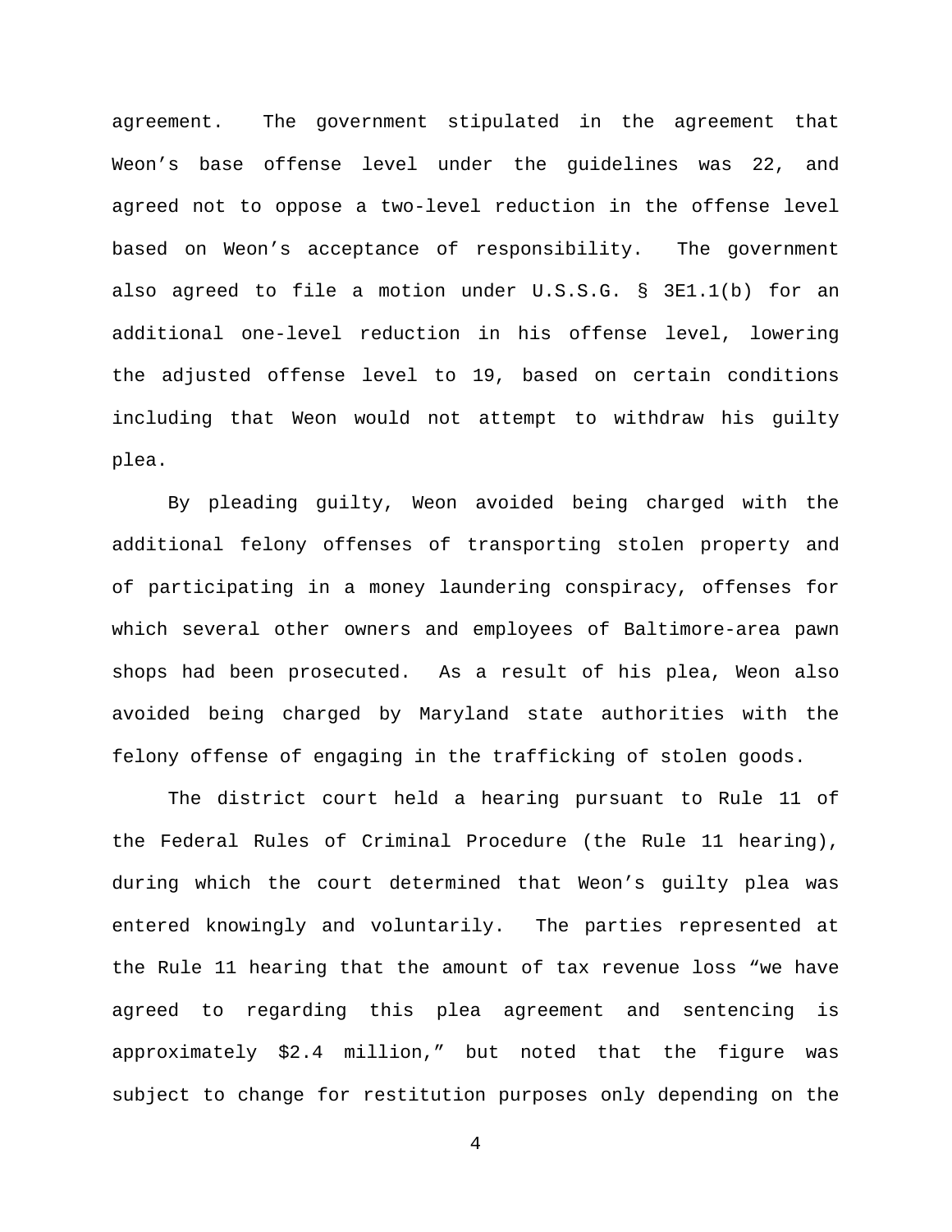agreement. The government stipulated in the agreement that Weon's base offense level under the guidelines was 22, and agreed not to oppose a two-level reduction in the offense level based on Weon's acceptance of responsibility. The government also agreed to file a motion under U.S.S.G. § 3E1.1(b) for an additional one-level reduction in his offense level, lowering the adjusted offense level to 19, based on certain conditions including that Weon would not attempt to withdraw his guilty plea.

By pleading guilty, Weon avoided being charged with the additional felony offenses of transporting stolen property and of participating in a money laundering conspiracy, offenses for which several other owners and employees of Baltimore-area pawn shops had been prosecuted. As a result of his plea, Weon also avoided being charged by Maryland state authorities with the felony offense of engaging in the trafficking of stolen goods.

The district court held a hearing pursuant to Rule 11 of the Federal Rules of Criminal Procedure (the Rule 11 hearing), during which the court determined that Weon's guilty plea was entered knowingly and voluntarily. The parties represented at the Rule 11 hearing that the amount of tax revenue loss "we have agreed to regarding this plea agreement and sentencing is approximately $2.4 million," but noted that the figure was subject to change for restitution purposes only depending on the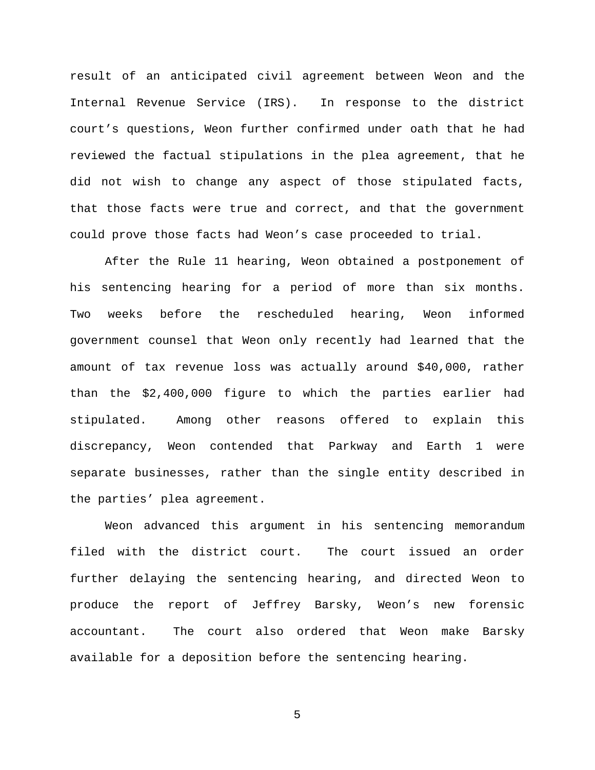result of an anticipated civil agreement between Weon and the Internal Revenue Service (IRS). In response to the district court's questions, Weon further confirmed under oath that he had reviewed the factual stipulations in the plea agreement, that he did not wish to change any aspect of those stipulated facts, that those facts were true and correct, and that the government could prove those facts had Weon's case proceeded to trial.

After the Rule 11 hearing, Weon obtained a postponement of his sentencing hearing for a period of more than six months. Two weeks before the rescheduled hearing, Weon informed government counsel that Weon only recently had learned that the amount of tax revenue loss was actually around $40,000, rather than the $2,400,000 figure to which the parties earlier had stipulated. Among other reasons offered to explain this discrepancy, Weon contended that Parkway and Earth 1 were separate businesses, rather than the single entity described in the parties' plea agreement.

Weon advanced this argument in his sentencing memorandum filed with the district court. The court issued an order further delaying the sentencing hearing, and directed Weon to produce the report of Jeffrey Barsky, Weon's new forensic accountant. The court also ordered that Weon make Barsky available for a deposition before the sentencing hearing.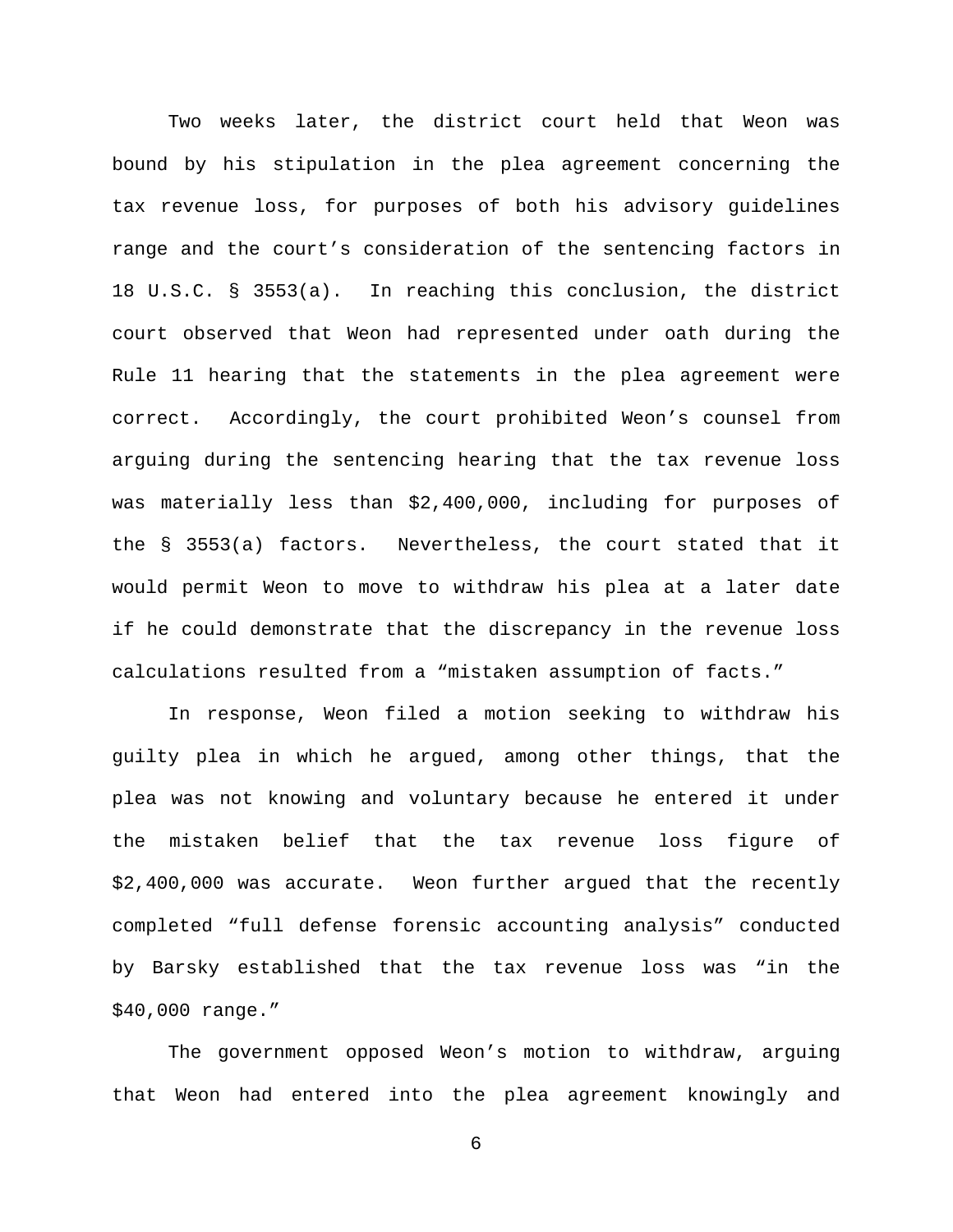Two weeks later, the district court held that Weon was bound by his stipulation in the plea agreement concerning the tax revenue loss, for purposes of both his advisory guidelines range and the court's consideration of the sentencing factors in 18 U.S.C. § 3553(a). In reaching this conclusion, the district court observed that Weon had represented under oath during the Rule 11 hearing that the statements in the plea agreement were correct. Accordingly, the court prohibited Weon's counsel from arguing during the sentencing hearing that the tax revenue loss was materially less than $2,400,000, including for purposes of the § 3553(a) factors. Nevertheless, the court stated that it would permit Weon to move to withdraw his plea at a later date if he could demonstrate that the discrepancy in the revenue loss calculations resulted from a "mistaken assumption of facts."

In response, Weon filed a motion seeking to withdraw his guilty plea in which he argued, among other things, that the plea was not knowing and voluntary because he entered it under the mistaken belief that the tax revenue loss figure of $2,400,000 was accurate. Weon further argued that the recently completed "full defense forensic accounting analysis" conducted by Barsky established that the tax revenue loss was "in the $40,000 range."

The government opposed Weon's motion to withdraw, arguing that Weon had entered into the plea agreement knowingly and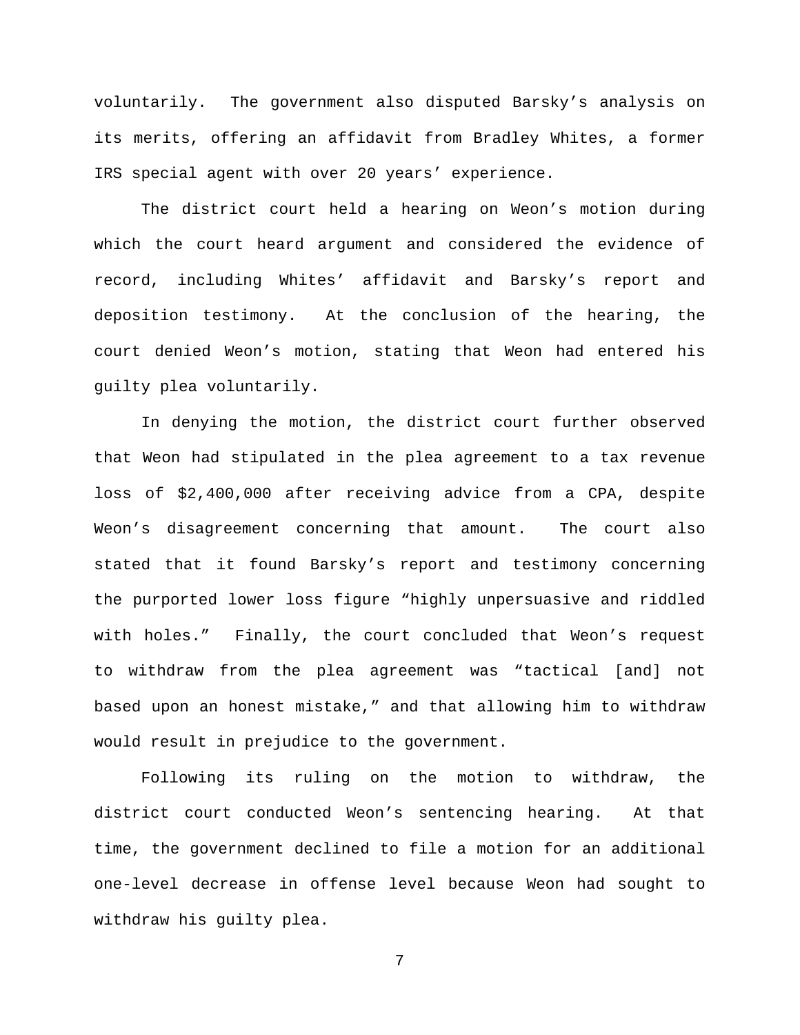voluntarily. The government also disputed Barsky's analysis on its merits, offering an affidavit from Bradley Whites, a former IRS special agent with over 20 years' experience.

The district court held a hearing on Weon's motion during which the court heard argument and considered the evidence of record, including Whites' affidavit and Barsky's report and deposition testimony. At the conclusion of the hearing, the court denied Weon's motion, stating that Weon had entered his guilty plea voluntarily.

In denying the motion, the district court further observed that Weon had stipulated in the plea agreement to a tax revenue loss of $2,400,000 after receiving advice from a CPA, despite Weon's disagreement concerning that amount. The court also stated that it found Barsky's report and testimony concerning the purported lower loss figure "highly unpersuasive and riddled with holes." Finally, the court concluded that Weon's request to withdraw from the plea agreement was "tactical [and] not based upon an honest mistake," and that allowing him to withdraw would result in prejudice to the government.

Following its ruling on the motion to withdraw, the district court conducted Weon's sentencing hearing. At that time, the government declined to file a motion for an additional one-level decrease in offense level because Weon had sought to withdraw his guilty plea.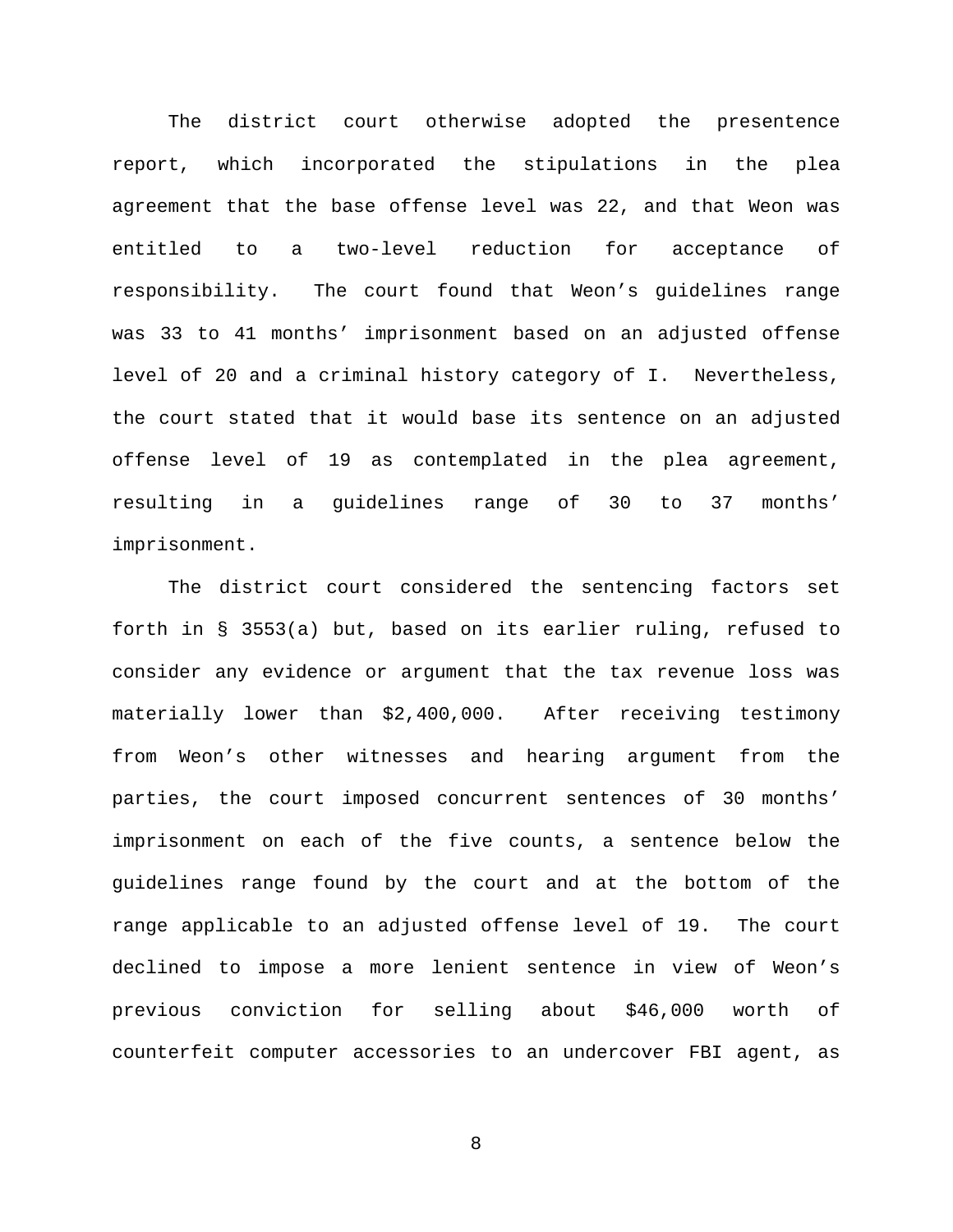The district court otherwise adopted the presentence report, which incorporated the stipulations in the plea agreement that the base offense level was 22, and that Weon was entitled to a two-level reduction for acceptance of responsibility. The court found that Weon's guidelines range was 33 to 41 months' imprisonment based on an adjusted offense level of 20 and a criminal history category of I. Nevertheless, the court stated that it would base its sentence on an adjusted offense level of 19 as contemplated in the plea agreement, resulting in a guidelines range of 30 to 37 months' imprisonment.

The district court considered the sentencing factors set forth in § 3553(a) but, based on its earlier ruling, refused to consider any evidence or argument that the tax revenue loss was materially lower than $2,400,000. After receiving testimony from Weon's other witnesses and hearing argument from the parties, the court imposed concurrent sentences of 30 months' imprisonment on each of the five counts, a sentence below the guidelines range found by the court and at the bottom of the range applicable to an adjusted offense level of 19. The court declined to impose a more lenient sentence in view of Weon's previous conviction for selling about $46,000 worth of counterfeit computer accessories to an undercover FBI agent, as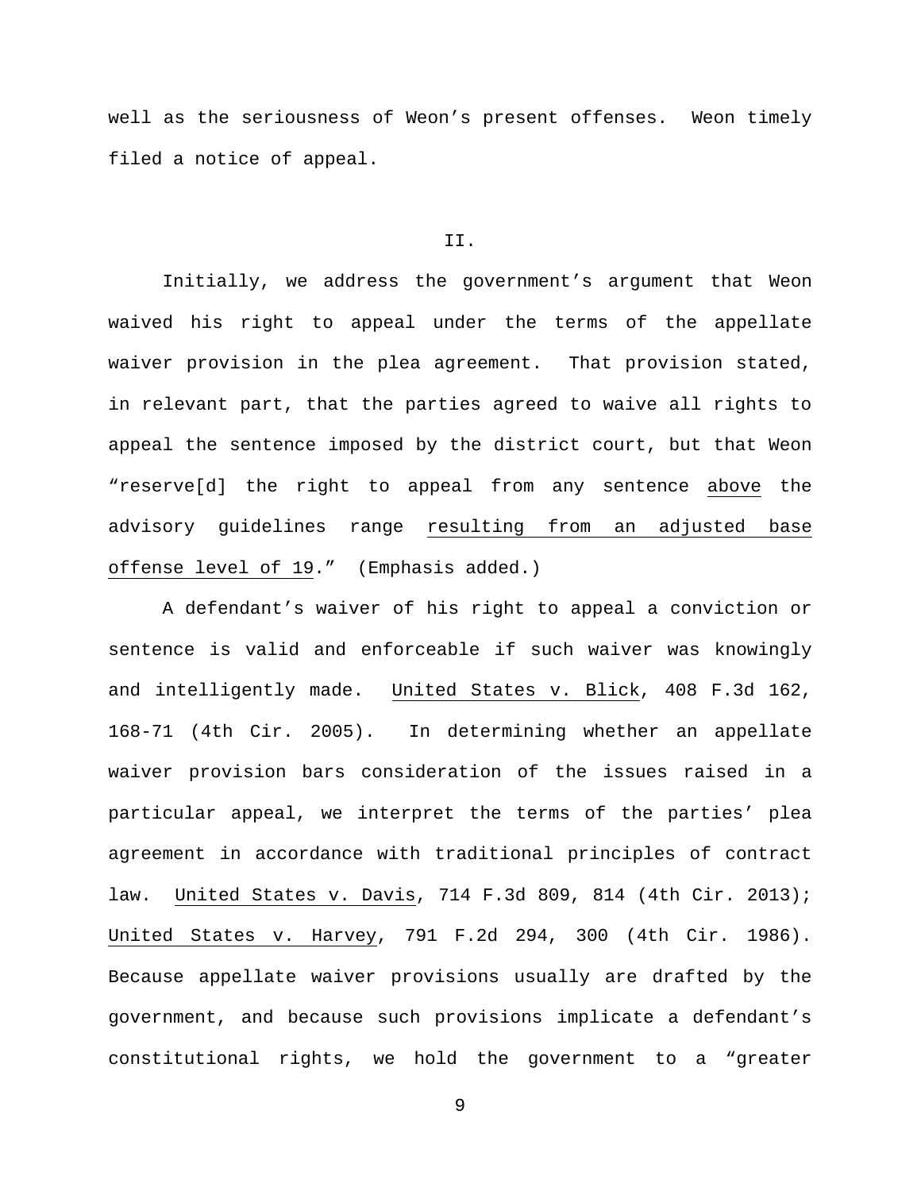well as the seriousness of Weon's present offenses. Weon timely filed a notice of appeal.

II.

Initially, we address the government's argument that Weon waived his right to appeal under the terms of the appellate waiver provision in the plea agreement. That provision stated, in relevant part, that the parties agreed to waive all rights to appeal the sentence imposed by the district court, but that Weon "reserve[d] the right to appeal from any sentence <u>above</u> the advisory guidelines range <u>resulting from an adjusted base offense level of 19</u>." (Emphasis added.)

A defendant's waiver of his right to appeal a conviction or sentence is valid and enforceable if such waiver was knowingly and intelligently made. <u>United States v. Blick</u>, 408 F.3d 162, 168-71 (4th Cir. 2005). In determining whether an appellate waiver provision bars consideration of the issues raised in a particular appeal, we interpret the terms of the parties' plea agreement in accordance with traditional principles of contract law. <u>United States v. Davis</u>, 714 F.3d 809, 814 (4th Cir. 2013); <u>United States v. Harvey</u>, 791 F.2d 294, 300 (4th Cir. 1986). Because appellate waiver provisions usually are drafted by the government, and because such provisions implicate a defendant's constitutional rights, we hold the government to a "greater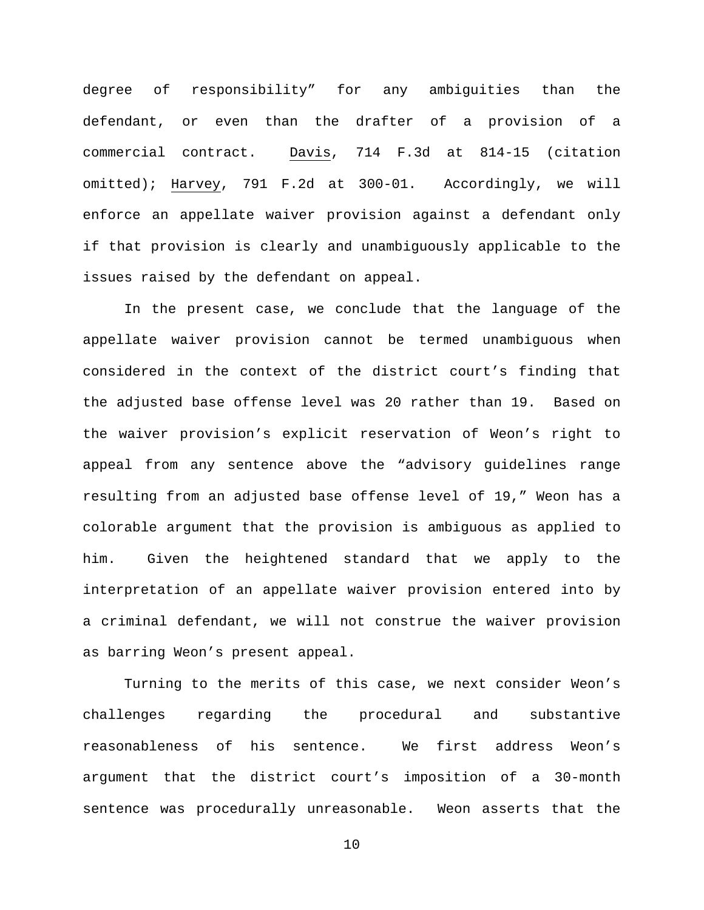degree of responsibility” for any ambiguities than the defendant, or even than the drafter of a provision of a commercial contract. Davis, 714 F.3d at 814-15 (citation omitted); Harvey, 791 F.2d at 300-01. Accordingly, we will enforce an appellate waiver provision against a defendant only if that provision is clearly and unambiguously applicable to the issues raised by the defendant on appeal.

In the present case, we conclude that the language of the appellate waiver provision cannot be termed unambiguous when considered in the context of the district court’s finding that the adjusted base offense level was 20 rather than 19. Based on the waiver provision’s explicit reservation of Weon’s right to appeal from any sentence above the “advisory guidelines range resulting from an adjusted base offense level of 19,” Weon has a colorable argument that the provision is ambiguous as applied to him. Given the heightened standard that we apply to the interpretation of an appellate waiver provision entered into by a criminal defendant, we will not construe the waiver provision as barring Weon’s present appeal.

Turning to the merits of this case, we next consider Weon’s challenges regarding the procedural and substantive reasonableness of his sentence. We first address Weon’s argument that the district court’s imposition of a 30-month sentence was procedurally unreasonable. Weon asserts that the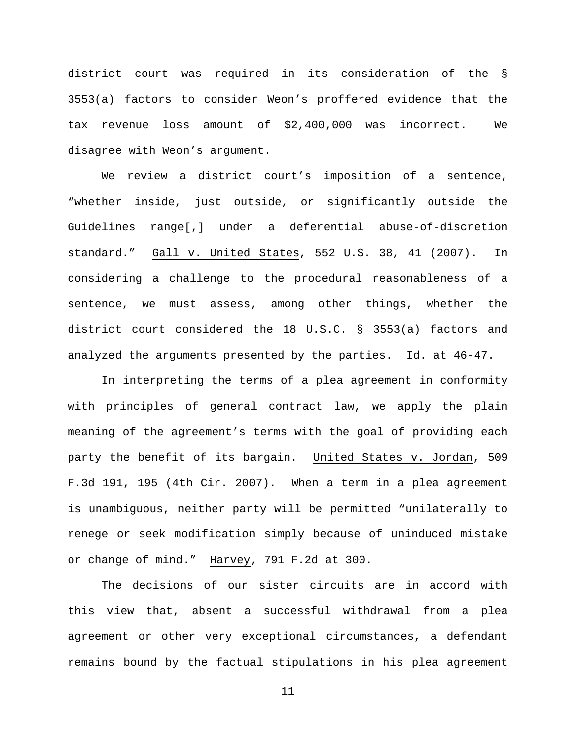district court was required in its consideration of the § 3553(a) factors to consider Weon's proffered evidence that the tax revenue loss amount of $2,400,000 was incorrect. We disagree with Weon's argument.

We review a district court's imposition of a sentence, "whether inside, just outside, or significantly outside the Guidelines range[,] under a deferential abuse-of-discretion standard." Gall v. United States, 552 U.S. 38, 41 (2007). In considering a challenge to the procedural reasonableness of a sentence, we must assess, among other things, whether the district court considered the 18 U.S.C. § 3553(a) factors and analyzed the arguments presented by the parties. Id. at 46-47.

In interpreting the terms of a plea agreement in conformity with principles of general contract law, we apply the plain meaning of the agreement's terms with the goal of providing each party the benefit of its bargain. United States v. Jordan, 509 F.3d 191, 195 (4th Cir. 2007). When a term in a plea agreement is unambiguous, neither party will be permitted "unilaterally to renege or seek modification simply because of uninduced mistake or change of mind." Harvey, 791 F.2d at 300.

The decisions of our sister circuits are in accord with this view that, absent a successful withdrawal from a plea agreement or other very exceptional circumstances, a defendant remains bound by the factual stipulations in his plea agreement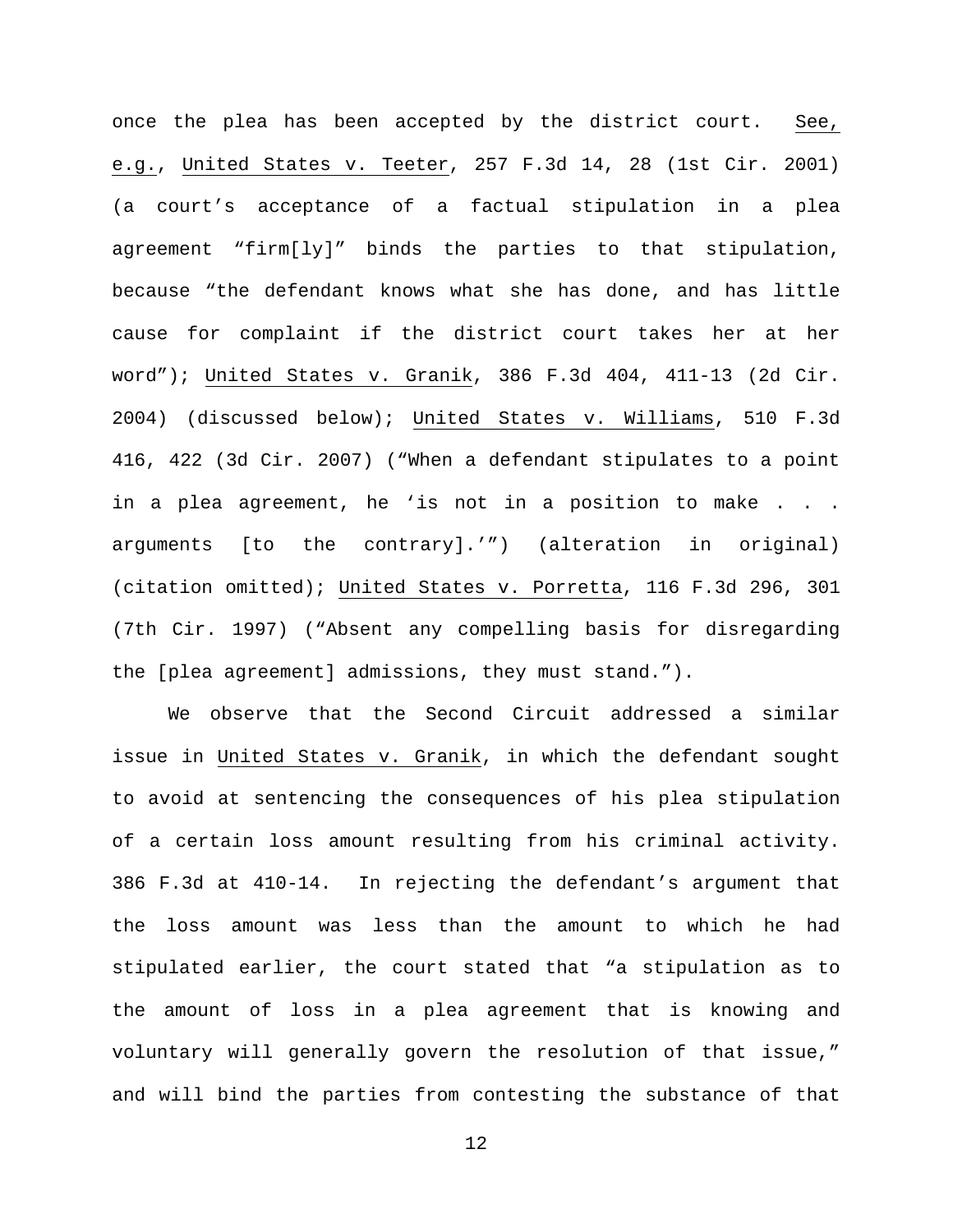once the plea has been accepted by the district court. See, e.g., United States v. Teeter, 257 F.3d 14, 28 (1st Cir. 2001) (a court's acceptance of a factual stipulation in a plea agreement "firm[ly]" binds the parties to that stipulation, because "the defendant knows what she has done, and has little cause for complaint if the district court takes her at her word"); United States v. Granik, 386 F.3d 404, 411-13 (2d Cir. 2004) (discussed below); United States v. Williams, 510 F.3d 416, 422 (3d Cir. 2007) ("When a defendant stipulates to a point in a plea agreement, he 'is not in a position to make . . . arguments [to the contrary].'") (alteration in original) (citation omitted); United States v. Porretta, 116 F.3d 296, 301 (7th Cir. 1997) ("Absent any compelling basis for disregarding the [plea agreement] admissions, they must stand.").

We observe that the Second Circuit addressed a similar issue in United States v. Granik, in which the defendant sought to avoid at sentencing the consequences of his plea stipulation of a certain loss amount resulting from his criminal activity. 386 F.3d at 410-14. In rejecting the defendant's argument that the loss amount was less than the amount to which he had stipulated earlier, the court stated that "a stipulation as to the amount of loss in a plea agreement that is knowing and voluntary will generally govern the resolution of that issue," and will bind the parties from contesting the substance of that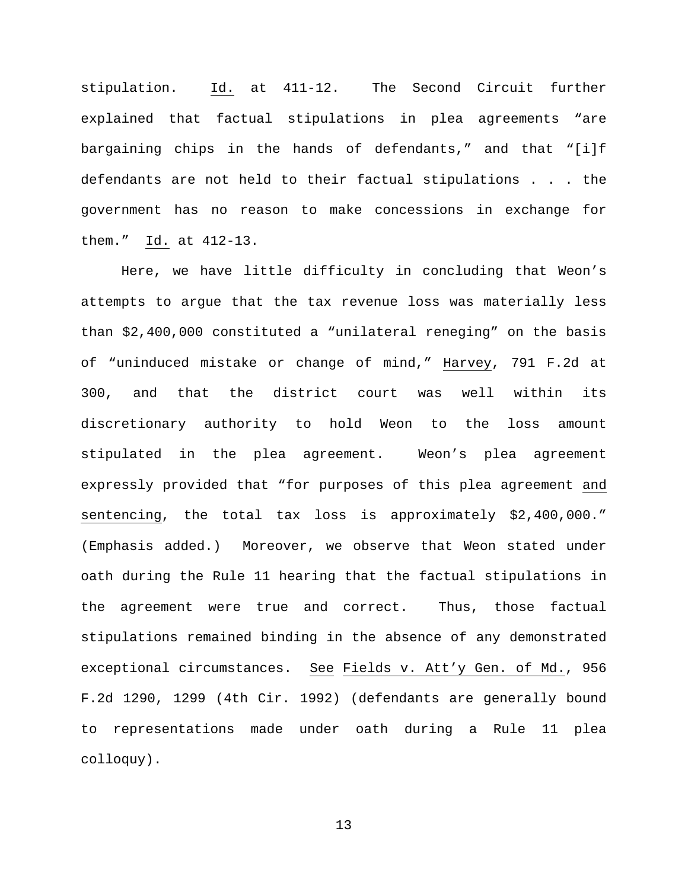stipulation. Id. at 411-12. The Second Circuit further explained that factual stipulations in plea agreements "are bargaining chips in the hands of defendants," and that "[i]f defendants are not held to their factual stipulations . . . the government has no reason to make concessions in exchange for them." Id. at 412-13.

Here, we have little difficulty in concluding that Weon's attempts to argue that the tax revenue loss was materially less than $2,400,000 constituted a "unilateral reneging" on the basis of "uninduced mistake or change of mind," Harvey, 791 F.2d at 300, and that the district court was well within its discretionary authority to hold Weon to the loss amount stipulated in the plea agreement. Weon's plea agreement expressly provided that "for purposes of this plea agreement and sentencing, the total tax loss is approximately $2,400,000." (Emphasis added.) Moreover, we observe that Weon stated under oath during the Rule 11 hearing that the factual stipulations in the agreement were true and correct. Thus, those factual stipulations remained binding in the absence of any demonstrated exceptional circumstances. See Fields v. Att'y Gen. of Md., 956 F.2d 1290, 1299 (4th Cir. 1992) (defendants are generally bound to representations made under oath during a Rule 11 plea colloquy).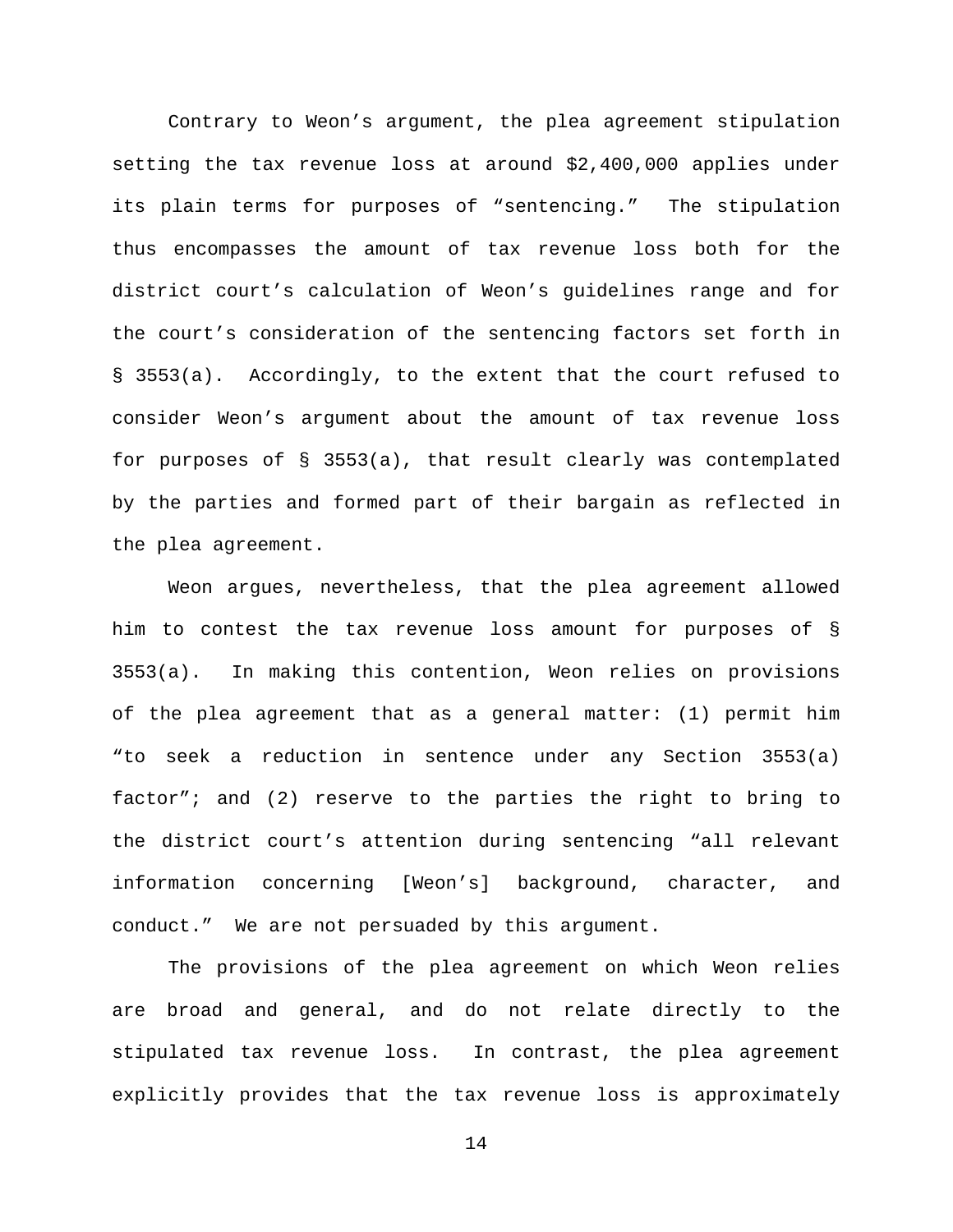Contrary to Weon's argument, the plea agreement stipulation setting the tax revenue loss at around $2,400,000 applies under its plain terms for purposes of "sentencing." The stipulation thus encompasses the amount of tax revenue loss both for the district court's calculation of Weon's guidelines range and for the court's consideration of the sentencing factors set forth in § 3553(a). Accordingly, to the extent that the court refused to consider Weon's argument about the amount of tax revenue loss for purposes of § 3553(a), that result clearly was contemplated by the parties and formed part of their bargain as reflected in the plea agreement.

Weon argues, nevertheless, that the plea agreement allowed him to contest the tax revenue loss amount for purposes of § 3553(a). In making this contention, Weon relies on provisions of the plea agreement that as a general matter: (1) permit him "to seek a reduction in sentence under any Section 3553(a) factor"; and (2) reserve to the parties the right to bring to the district court's attention during sentencing "all relevant information concerning [Weon's] background, character, and conduct." We are not persuaded by this argument.

The provisions of the plea agreement on which Weon relies are broad and general, and do not relate directly to the stipulated tax revenue loss. In contrast, the plea agreement explicitly provides that the tax revenue loss is approximately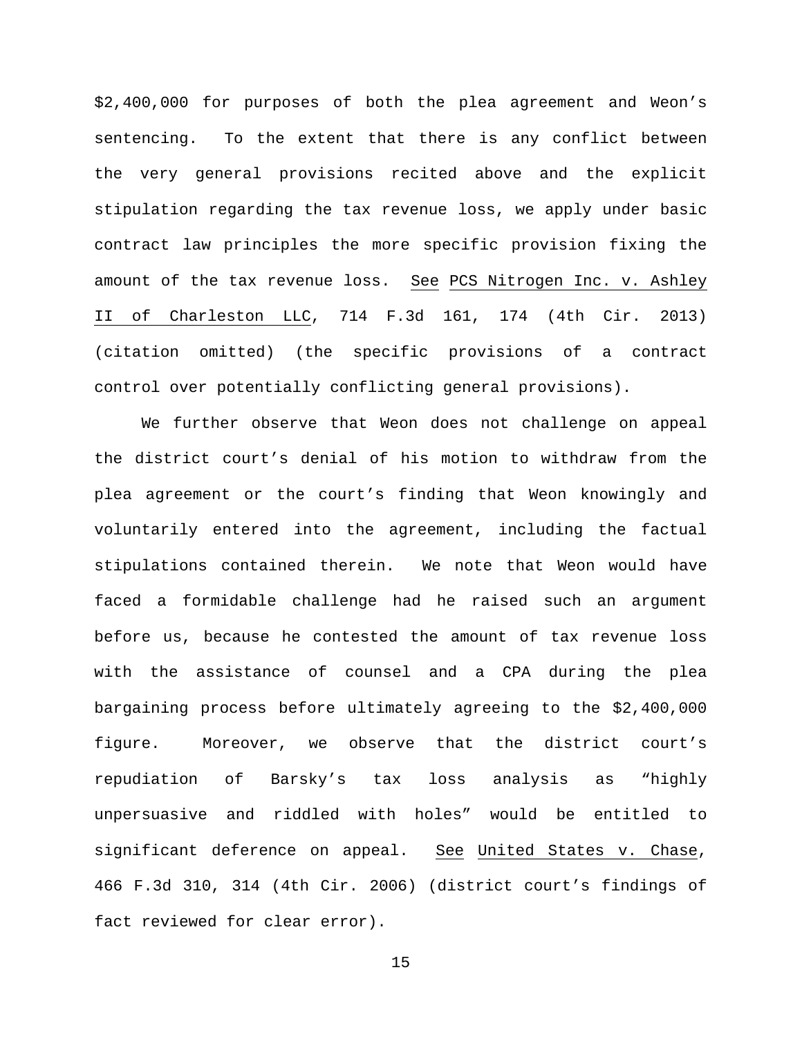$2,400,000 for purposes of both the plea agreement and Weon's sentencing. To the extent that there is any conflict between the very general provisions recited above and the explicit stipulation regarding the tax revenue loss, we apply under basic contract law principles the more specific provision fixing the amount of the tax revenue loss. See PCS Nitrogen Inc. v. Ashley II of Charleston LLC, 714 F.3d 161, 174 (4th Cir. 2013) (citation omitted) (the specific provisions of a contract control over potentially conflicting general provisions).

We further observe that Weon does not challenge on appeal the district court's denial of his motion to withdraw from the plea agreement or the court's finding that Weon knowingly and voluntarily entered into the agreement, including the factual stipulations contained therein. We note that Weon would have faced a formidable challenge had he raised such an argument before us, because he contested the amount of tax revenue loss with the assistance of counsel and a CPA during the plea bargaining process before ultimately agreeing to the $2,400,000 figure. Moreover, we observe that the district court's repudiation of Barsky's tax loss analysis as "highly unpersuasive and riddled with holes" would be entitled to significant deference on appeal. See United States v. Chase, 466 F.3d 310, 314 (4th Cir. 2006) (district court's findings of fact reviewed for clear error).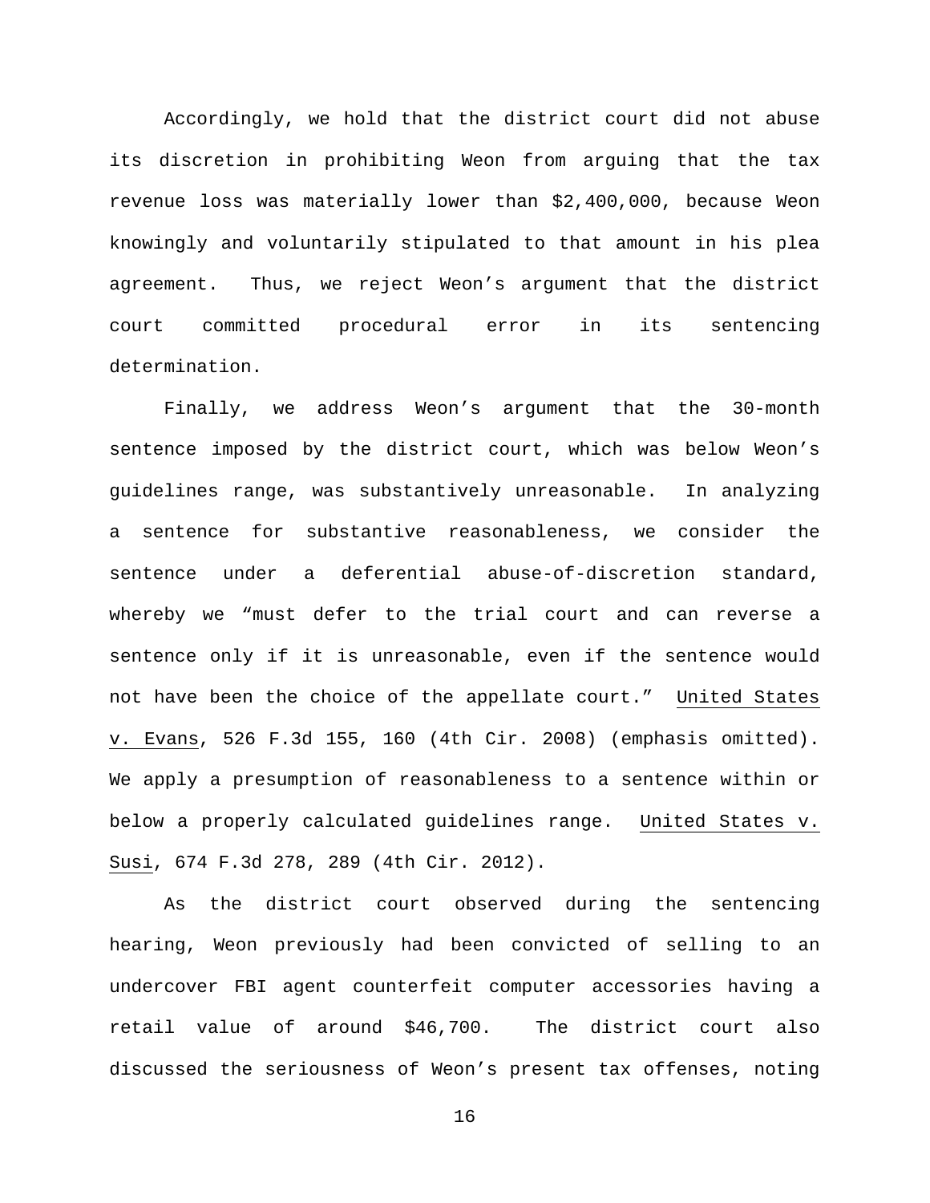Accordingly, we hold that the district court did not abuse its discretion in prohibiting Weon from arguing that the tax revenue loss was materially lower than $2,400,000, because Weon knowingly and voluntarily stipulated to that amount in his plea agreement. Thus, we reject Weon's argument that the district court committed procedural error in its sentencing determination.

Finally, we address Weon's argument that the 30-month sentence imposed by the district court, which was below Weon's guidelines range, was substantively unreasonable. In analyzing a sentence for substantive reasonableness, we consider the sentence under a deferential abuse-of-discretion standard, whereby we "must defer to the trial court and can reverse a sentence only if it is unreasonable, even if the sentence would not have been the choice of the appellate court." United States v. Evans, 526 F.3d 155, 160 (4th Cir. 2008) (emphasis omitted). We apply a presumption of reasonableness to a sentence within or below a properly calculated guidelines range. United States v. Susi, 674 F.3d 278, 289 (4th Cir. 2012).

As the district court observed during the sentencing hearing, Weon previously had been convicted of selling to an undercover FBI agent counterfeit computer accessories having a retail value of around $46,700. The district court also discussed the seriousness of Weon's present tax offenses, noting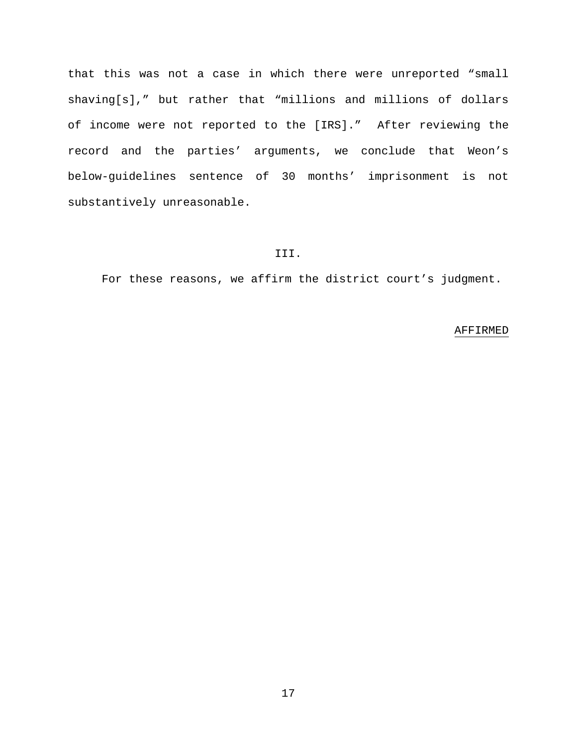that this was not a case in which there were unreported “small shaving[s],” but rather that “millions and millions of dollars of income were not reported to the [IRS].” After reviewing the record and the parties’ arguments, we conclude that Weon’s below-guidelines sentence of 30 months’ imprisonment is not substantively unreasonable.

III.

For these reasons, we affirm the district court’s judgment.

AFFIRMED